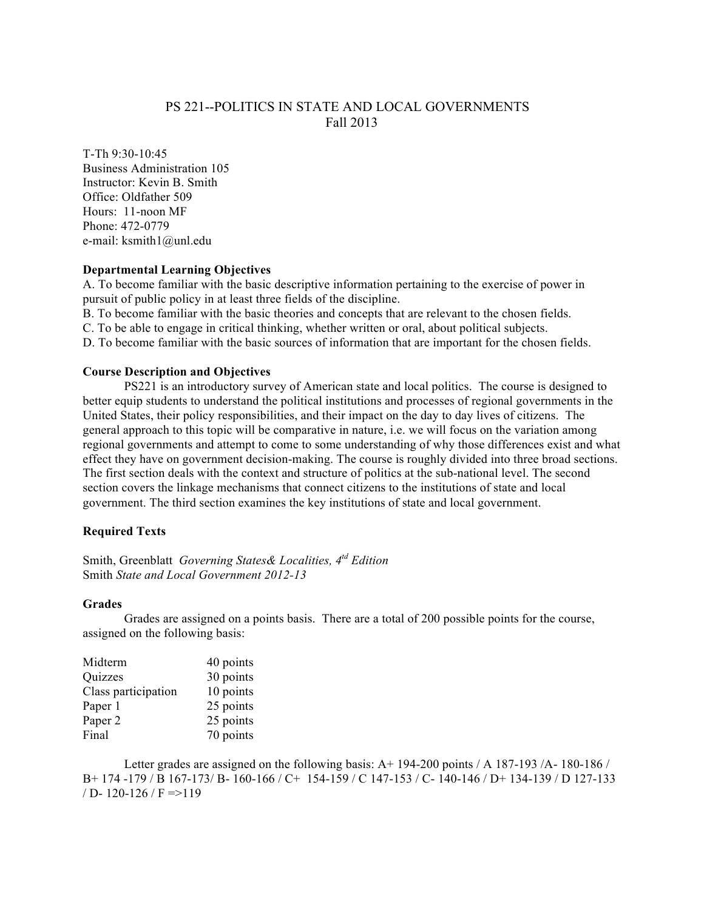# PS 221--POLITICS IN STATE AND LOCAL GOVERNMENTS

Fall 2013

T-Th 9:30-10:45
Business Administration 105
Instructor: Kevin B. Smith
Office: Oldfather 509
Hours: 11-noon MF
Phone: 472-0779
e-mail: ksmith1@unl.edu

**Departmental Learning Objectives**

A. To become familiar with the basic descriptive information pertaining to the exercise of power in pursuit of public policy in at least three fields of the discipline.
B. To become familiar with the basic theories and concepts that are relevant to the chosen fields.
C. To be able to engage in critical thinking, whether written or oral, about political subjects.
D. To become familiar with the basic sources of information that are important for the chosen fields.

**Course Description and Objectives**

PS221 is an introductory survey of American state and local politics. The course is designed to better equip students to understand the political institutions and processes of regional governments in the United States, their policy responsibilities, and their impact on the day to day lives of citizens. The general approach to this topic will be comparative in nature, i.e. we will focus on the variation among regional governments and attempt to come to some understanding of why those differences exist and what effect they have on government decision-making. The course is roughly divided into three broad sections. The first section deals with the context and structure of politics at the sub-national level. The second section covers the linkage mechanisms that connect citizens to the institutions of state and local government. The third section examines the key institutions of state and local government.

**Required Texts**

Smith, Greenblatt *Governing States& Localities, 4td Edition*
Smith *State and Local Government 2012-13*

**Grades**

Grades are assigned on a points basis. There are a total of 200 possible points for the course, assigned on the following basis:

| | |
|---|---|
| Midterm | 40 points |
| Quizzes | 30 points |
| Class participation | 10 points |
| Paper 1 | 25 points |
| Paper 2 | 25 points |
| Final | 70 points |

Letter grades are assigned on the following basis: A+ 194-200 points / A 187-193 /A- 180-186 / B+ 174 -179 / B 167-173/ B- 160-166 / C+ 154-159 / C 147-153 / C- 140-146 / D+ 134-139 / D 127-133 / D- 120-126 / F =>119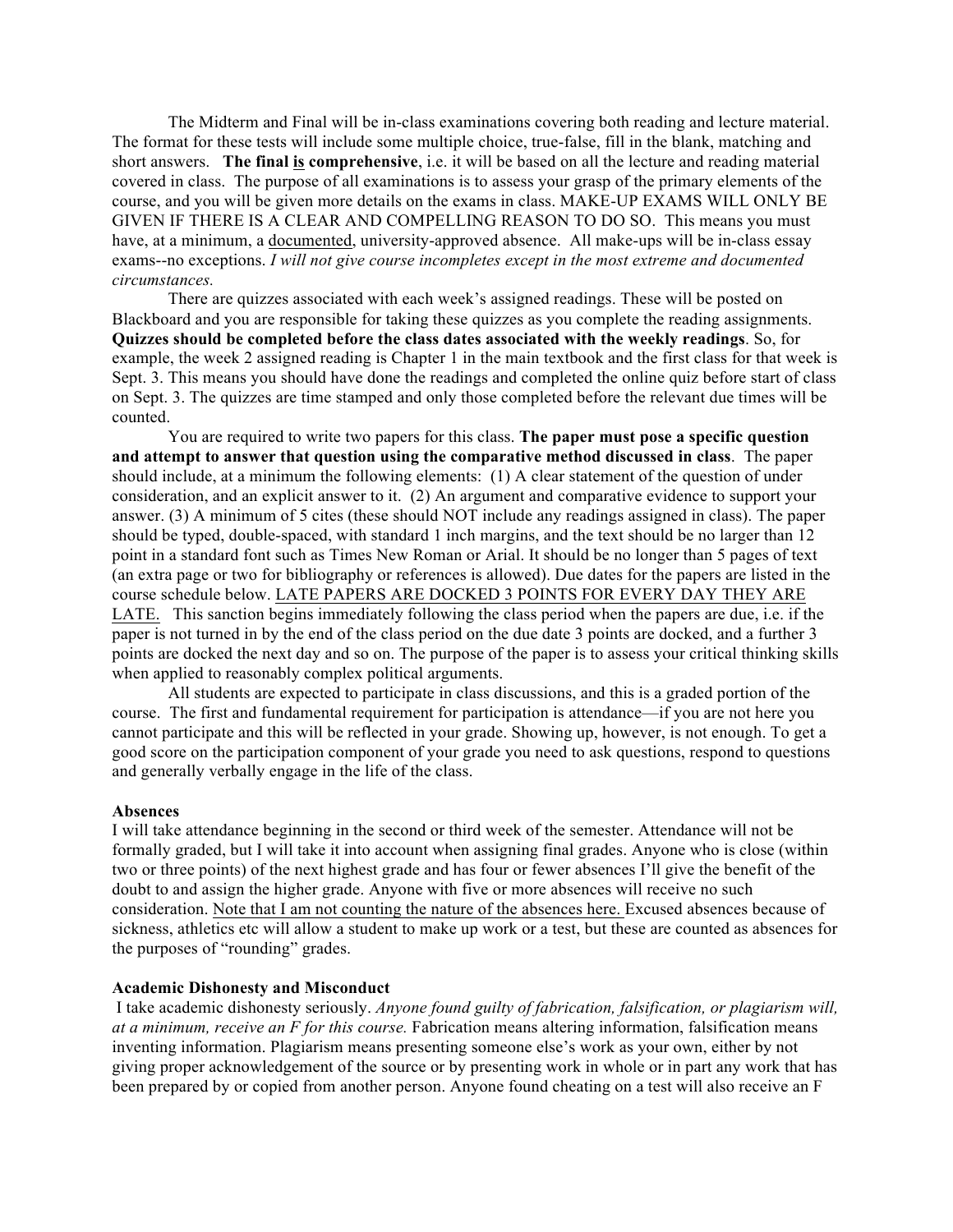The Midterm and Final will be in-class examinations covering both reading and lecture material. The format for these tests will include some multiple choice, true-false, fill in the blank, matching and short answers. **The final <u>is</u> comprehensive**, i.e. it will be based on all the lecture and reading material covered in class. The purpose of all examinations is to assess your grasp of the primary elements of the course, and you will be given more details on the exams in class. MAKE-UP EXAMS WILL ONLY BE GIVEN IF THERE IS A CLEAR AND COMPELLING REASON TO DO SO. This means you must have, at a minimum, a <u>documented</u>, university-approved absence. All make-ups will be in-class essay exams--no exceptions. *I will not give course incompletes except in the most extreme and documented circumstances.*

There are quizzes associated with each week's assigned readings. These will be posted on Blackboard and you are responsible for taking these quizzes as you complete the reading assignments. **Quizzes should be completed before the class dates associated with the weekly readings**. So, for example, the week 2 assigned reading is Chapter 1 in the main textbook and the first class for that week is Sept. 3. This means you should have done the readings and completed the online quiz before start of class on Sept. 3. The quizzes are time stamped and only those completed before the relevant due times will be counted.

You are required to write two papers for this class. **The paper must pose a specific question and attempt to answer that question using the comparative method discussed in class**. The paper should include, at a minimum the following elements: (1) A clear statement of the question of under consideration, and an explicit answer to it. (2) An argument and comparative evidence to support your answer. (3) A minimum of 5 cites (these should NOT include any readings assigned in class). The paper should be typed, double-spaced, with standard 1 inch margins, and the text should be no larger than 12 point in a standard font such as Times New Roman or Arial. It should be no longer than 5 pages of text (an extra page or two for bibliography or references is allowed). Due dates for the papers are listed in the course schedule below. <u>LATE PAPERS ARE DOCKED 3 POINTS FOR EVERY DAY THEY ARE LATE.</u> This sanction begins immediately following the class period when the papers are due, i.e. if the paper is not turned in by the end of the class period on the due date 3 points are docked, and a further 3 points are docked the next day and so on. The purpose of the paper is to assess your critical thinking skills when applied to reasonably complex political arguments.

All students are expected to participate in class discussions, and this is a graded portion of the course. The first and fundamental requirement for participation is attendance—if you are not here you cannot participate and this will be reflected in your grade. Showing up, however, is not enough. To get a good score on the participation component of your grade you need to ask questions, respond to questions and generally verbally engage in the life of the class.

**Absences**

I will take attendance beginning in the second or third week of the semester. Attendance will not be formally graded, but I will take it into account when assigning final grades. Anyone who is close (within two or three points) of the next highest grade and has four or fewer absences I'll give the benefit of the doubt to and assign the higher grade. Anyone with five or more absences will receive no such consideration. <u>Note that I am not counting the nature of the absences here.</u> Excused absences because of sickness, athletics etc will allow a student to make up work or a test, but these are counted as absences for the purposes of "rounding" grades.

**Academic Dishonesty and Misconduct**

I take academic dishonesty seriously. *Anyone found guilty of fabrication, falsification, or plagiarism will, at a minimum, receive an F for this course.* Fabrication means altering information, falsification means inventing information. Plagiarism means presenting someone else's work as your own, either by not giving proper acknowledgement of the source or by presenting work in whole or in part any work that has been prepared by or copied from another person. Anyone found cheating on a test will also receive an F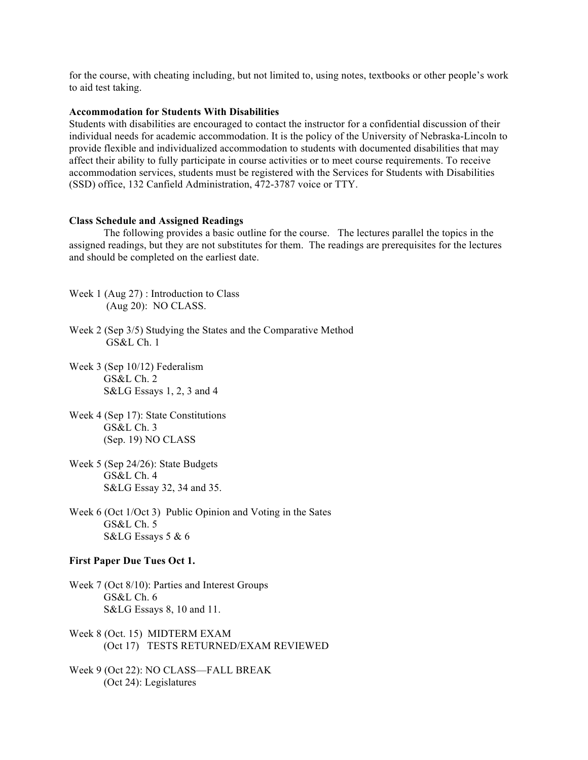for the course, with cheating including, but not limited to, using notes, textbooks or other people's work to aid test taking.

**Accommodation for Students With Disabilities**

Students with disabilities are encouraged to contact the instructor for a confidential discussion of their individual needs for academic accommodation. It is the policy of the University of Nebraska-Lincoln to provide flexible and individualized accommodation to students with documented disabilities that may affect their ability to fully participate in course activities or to meet course requirements. To receive accommodation services, students must be registered with the Services for Students with Disabilities (SSD) office, 132 Canfield Administration, 472-3787 voice or TTY.

**Class Schedule and Assigned Readings**

The following provides a basic outline for the course. The lectures parallel the topics in the assigned readings, but they are not substitutes for them. The readings are prerequisites for the lectures and should be completed on the earliest date.

Week 1 (Aug 27) : Introduction to Class
(Aug 20): NO CLASS.

Week 2 (Sep 3/5) Studying the States and the Comparative Method
GS&L Ch. 1

Week 3 (Sep 10/12) Federalism
GS&L Ch. 2
S&LG Essays 1, 2, 3 and 4

Week 4 (Sep 17): State Constitutions
GS&L Ch. 3
(Sep. 19) NO CLASS

Week 5 (Sep 24/26): State Budgets
GS&L Ch. 4
S&LG Essay 32, 34 and 35.

Week 6 (Oct 1/Oct 3) Public Opinion and Voting in the Sates
GS&L Ch. 5
S&LG Essays 5 & 6

**First Paper Due Tues Oct 1.**

Week 7 (Oct 8/10): Parties and Interest Groups
GS&L Ch. 6
S&LG Essays 8, 10 and 11.

Week 8 (Oct. 15) MIDTERM EXAM
(Oct 17) TESTS RETURNED/EXAM REVIEWED

Week 9 (Oct 22): NO CLASS—FALL BREAK
(Oct 24): Legislatures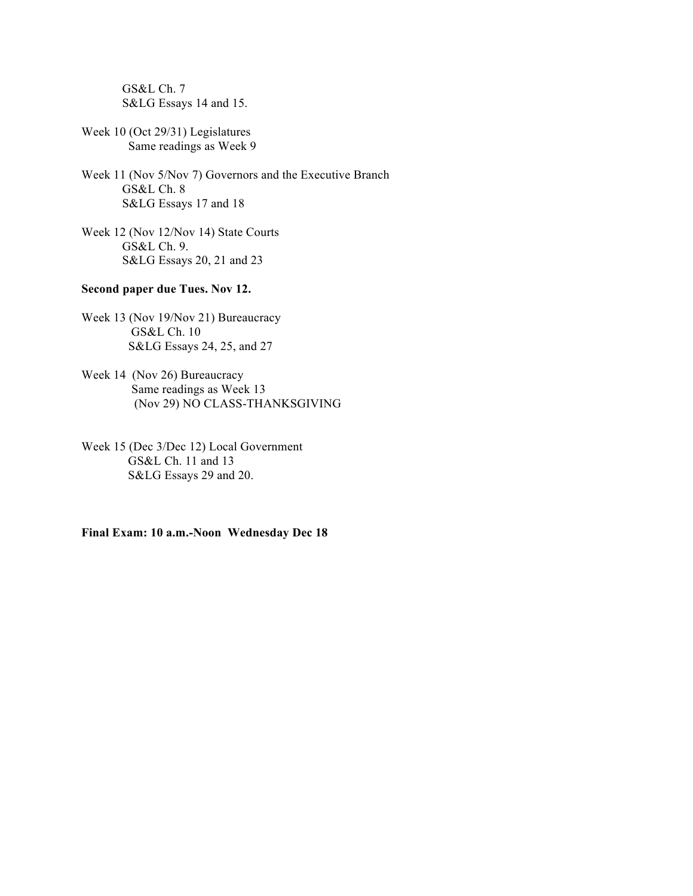GS&L Ch. 7
S&LG Essays 14 and 15.

Week 10 (Oct 29/31) Legislatures
Same readings as Week 9

Week 11 (Nov 5/Nov 7) Governors and the Executive Branch
GS&L Ch. 8
S&LG Essays 17 and 18

Week 12 (Nov 12/Nov 14) State Courts
GS&L Ch. 9.
S&LG Essays 20, 21 and 23

**Second paper due Tues. Nov 12.**

Week 13 (Nov 19/Nov 21) Bureaucracy
GS&L Ch. 10
S&LG Essays 24, 25, and 27

Week 14 (Nov 26) Bureaucracy
Same readings as Week 13
(Nov 29) NO CLASS-THANKSGIVING

Week 15 (Dec 3/Dec 12) Local Government
GS&L Ch. 11 and 13
S&LG Essays 29 and 20.

**Final Exam: 10 a.m.-Noon Wednesday Dec 18**